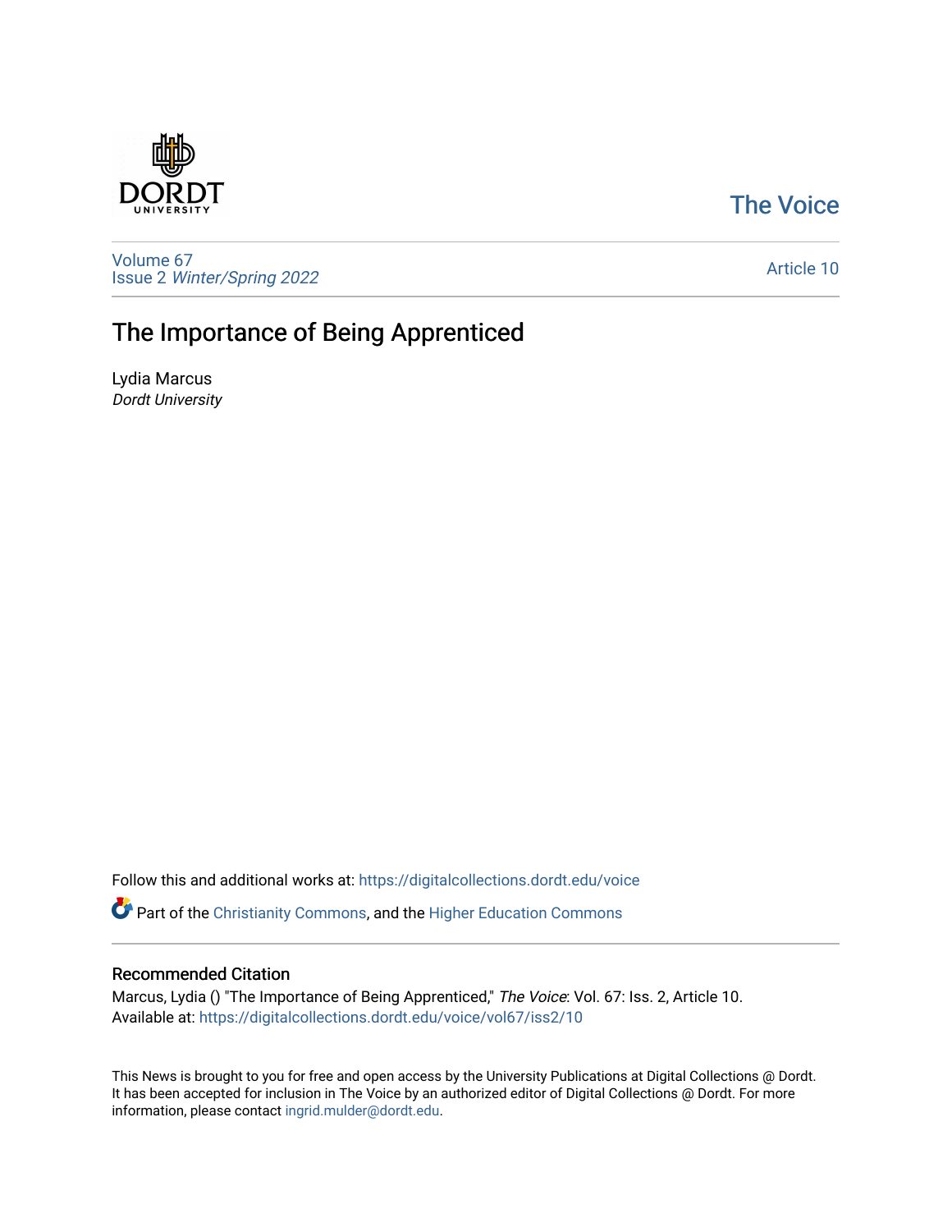The Voice

Volume 67
Issue 2 *Winter/Spring 2022*

Article 10

# The Importance of Being Apprenticed

Lydia Marcus
*Dordt University*

Follow this and additional works at: https://digitalcollections.dordt.edu/voice

Part of the Christianity Commons, and the Higher Education Commons

## Recommended Citation

Marcus, Lydia () "The Importance of Being Apprenticed," *The Voice*: Vol. 67: Iss. 2, Article 10.
Available at: https://digitalcollections.dordt.edu/voice/vol67/iss2/10

This News is brought to you for free and open access by the University Publications at Digital Collections @ Dordt. It has been accepted for inclusion in The Voice by an authorized editor of Digital Collections @ Dordt. For more information, please contact ingrid.mulder@dordt.edu.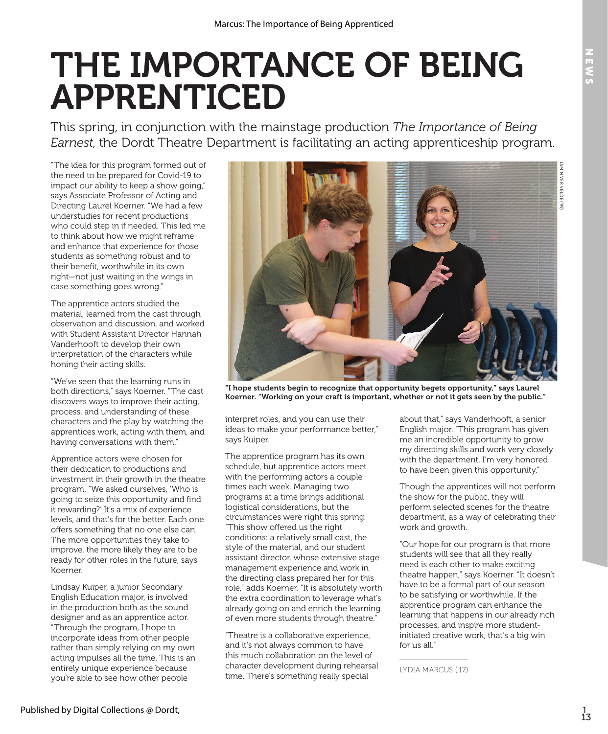# THE IMPORTANCE OF BEING APPRENTICED

This spring, in conjunction with the mainstage production *The Importance of Being Earnest*, the Dordt Theatre Department is facilitating an acting apprenticeship program.

"The idea for this program formed out of the need to be prepared for Covid-19 to impact our ability to keep a show going," says Associate Professor of Acting and Directing Laurel Koerner. "We had a few understudies for recent productions who could step in if needed. This led me to think about how we might reframe and enhance that experience for those students as something robust and to their benefit, worthwhile in its own right—not just waiting in the wings in case something goes wrong."

The apprentice actors studied the material, learned from the cast through observation and discussion, and worked with Student Assistant Director Hannah Vanderhooft to develop their own interpretation of the characters while honing their acting skills.

"We've seen that the learning runs in both directions," says Koerner. "The cast discovers ways to improve their acting, process, and understanding of these characters and the play by watching the apprentices work, acting with them, and having conversations with them."

Apprentice actors were chosen for their dedication to productions and investment in their growth in the theatre program. "We asked ourselves, 'Who is going to seize this opportunity and find it rewarding?' It's a mix of experience levels, and that's for the better. Each one offers something that no one else can. The more opportunities they take to improve, the more likely they are to be ready for other roles in the future, says Koerner.

Lindsay Kuiper, a junior Secondary English Education major, is involved in the production both as the sound designer and as an apprentice actor. "Through the program, I hope to incorporate ideas from other people rather than simply relying on my own acting impulses all the time. This is an entirely unique experience because you're able to see how other people interpret roles, and you can use their ideas to make your performance better," says Kuiper.

JAMIN VER VELDE ('99)

**"I hope students begin to recognize that opportunity begets opportunity," says Laurel Koerner. "Working on your craft is important, whether or not it gets seen by the public."**

The apprentice program has its own schedule, but apprentice actors meet with the performing actors a couple times each week. Managing two programs at a time brings additional logistical considerations, but the circumstances were right this spring. "This show offered us the right conditions: a relatively small cast, the style of the material, and our student assistant director, whose extensive stage management experience and work in the directing class prepared her for this role," adds Koerner. "It is absolutely worth the extra coordination to leverage what's already going on and enrich the learning of even more students through theatre."

"Theatre is a collaborative experience, and it's not always common to have this much collaboration on the level of character development during rehearsal time. There's something really special about that," says Vanderhooft, a senior English major. "This program has given me an incredible opportunity to grow my directing skills and work very closely with the department. I'm very honored to have been given this opportunity."

Though the apprentices will not perform the show for the public, they will perform selected scenes for the theatre department, as a way of celebrating their work and growth.

"Our hope for our program is that more students will see that all they really need is each other to make exciting theatre happen," says Koerner. "It doesn't have to be a formal part of our season to be satisfying or worthwhile. If the apprentice program can enhance the learning that happens in our already rich processes, and inspire more student-initiated creative work, that's a big win for us all."

LYDIA MARCUS ('17)